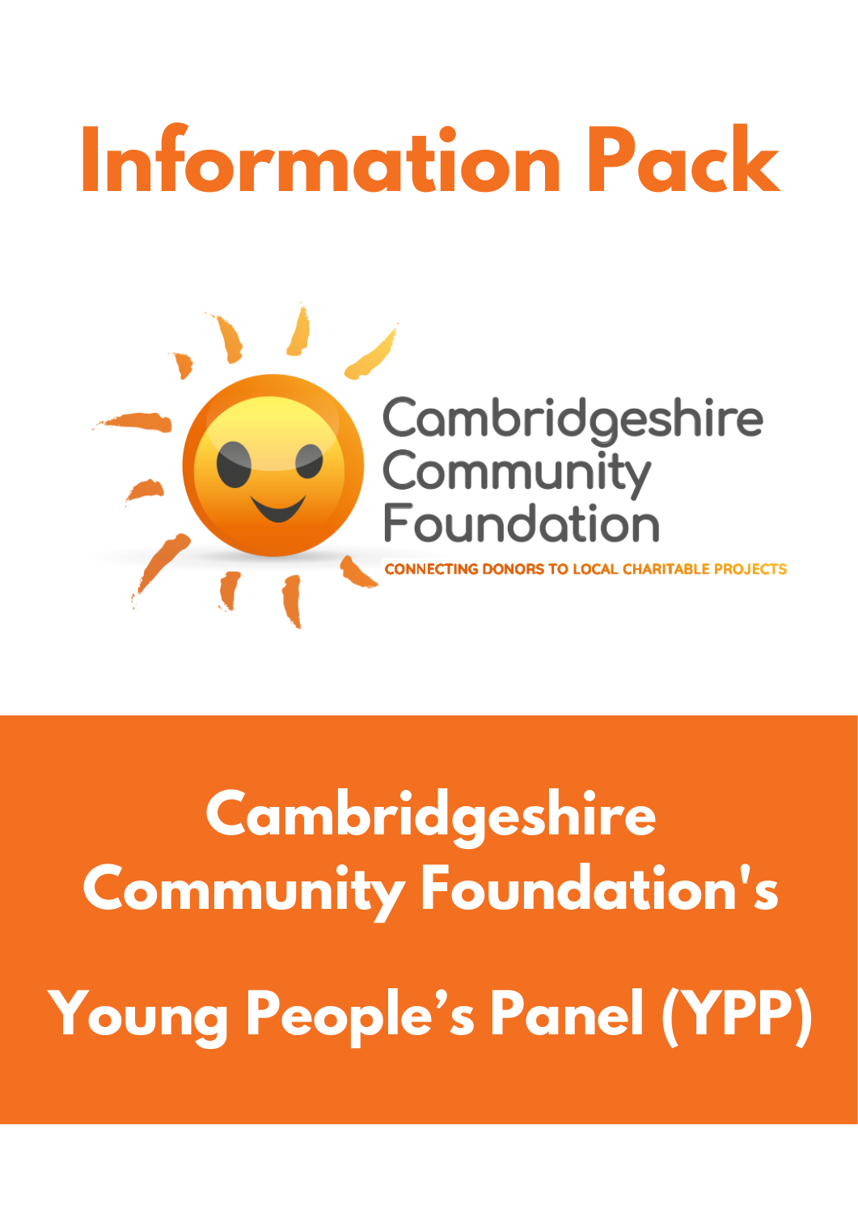# Information Pack

Cambridgeshire Community Foundation

CONNECTING DONORS TO LOCAL CHARITABLE PROJECTS

## Cambridgeshire Community Foundation's

## Young People's Panel (YPP)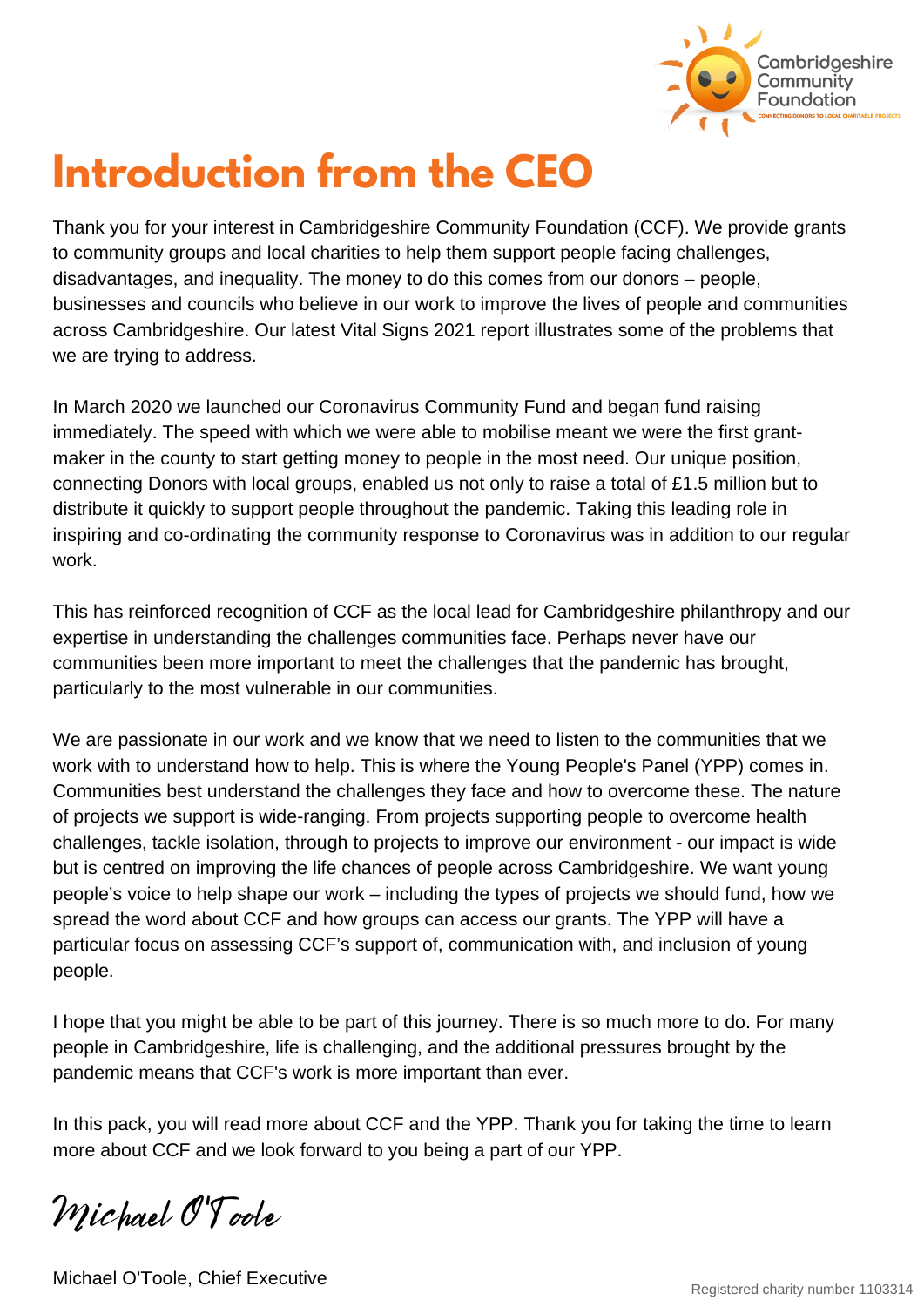# Introduction from the CEO

Thank you for your interest in Cambridgeshire Community Foundation (CCF). We provide grants to community groups and local charities to help them support people facing challenges, disadvantages, and inequality. The money to do this comes from our donors – people, businesses and councils who believe in our work to improve the lives of people and communities across Cambridgeshire. Our latest Vital Signs 2021 report illustrates some of the problems that we are trying to address.

In March 2020 we launched our Coronavirus Community Fund and began fund raising immediately. The speed with which we were able to mobilise meant we were the first grant-maker in the county to start getting money to people in the most need. Our unique position, connecting Donors with local groups, enabled us not only to raise a total of £1.5 million but to distribute it quickly to support people throughout the pandemic. Taking this leading role in inspiring and co-ordinating the community response to Coronavirus was in addition to our regular work.

This has reinforced recognition of CCF as the local lead for Cambridgeshire philanthropy and our expertise in understanding the challenges communities face. Perhaps never have our communities been more important to meet the challenges that the pandemic has brought, particularly to the most vulnerable in our communities.

We are passionate in our work and we know that we need to listen to the communities that we work with to understand how to help. This is where the Young People's Panel (YPP) comes in. Communities best understand the challenges they face and how to overcome these. The nature of projects we support is wide-ranging. From projects supporting people to overcome health challenges, tackle isolation, through to projects to improve our environment - our impact is wide but is centred on improving the life chances of people across Cambridgeshire. We want young people's voice to help shape our work – including the types of projects we should fund, how we spread the word about CCF and how groups can access our grants. The YPP will have a particular focus on assessing CCF's support of, communication with, and inclusion of young people.

I hope that you might be able to be part of this journey. There is so much more to do. For many people in Cambridgeshire, life is challenging, and the additional pressures brought by the pandemic means that CCF's work is more important than ever.

In this pack, you will read more about CCF and the YPP. Thank you for taking the time to learn more about CCF and we look forward to you being a part of our YPP.

*Michael O'Toole*

Michael O'Toole, Chief Executive

Registered charity number 1103314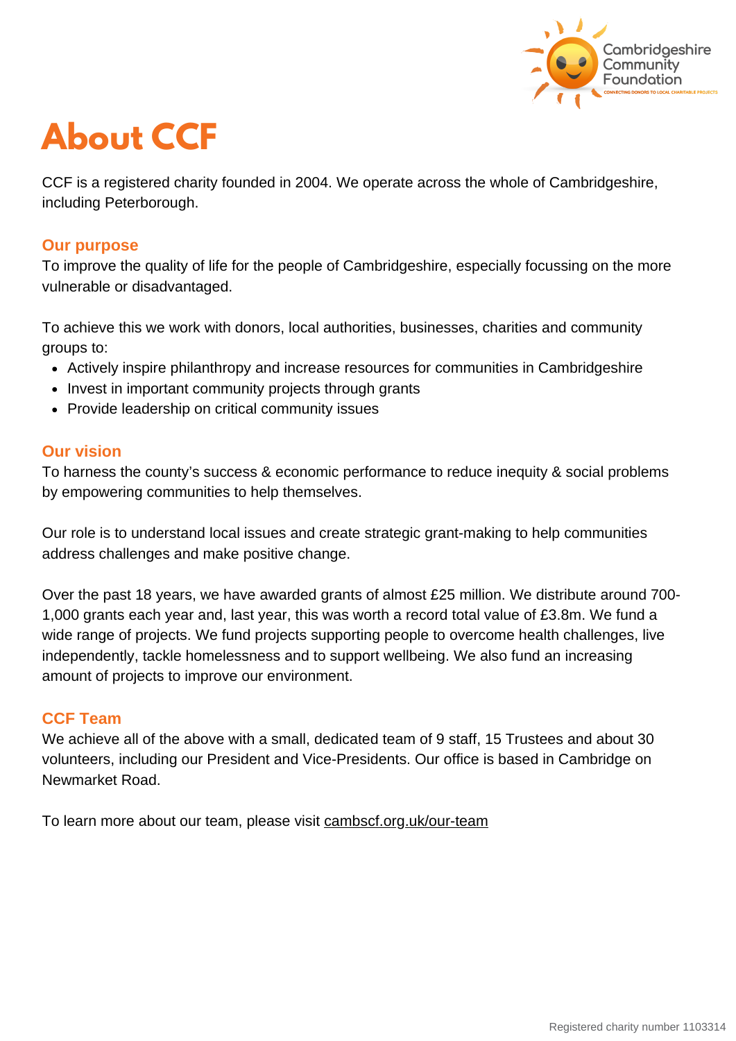# About CCF

CCF is a registered charity founded in 2004. We operate across the whole of Cambridgeshire, including Peterborough.

## Our purpose

To improve the quality of life for the people of Cambridgeshire, especially focussing on the more vulnerable or disadvantaged.

To achieve this we work with donors, local authorities, businesses, charities and community groups to:

- Actively inspire philanthropy and increase resources for communities in Cambridgeshire
- Invest in important community projects through grants
- Provide leadership on critical community issues

## Our vision

To harness the county's success & economic performance to reduce inequity & social problems by empowering communities to help themselves.

Our role is to understand local issues and create strategic grant-making to help communities address challenges and make positive change.

Over the past 18 years, we have awarded grants of almost £25 million. We distribute around 700-1,000 grants each year and, last year, this was worth a record total value of £3.8m. We fund a wide range of projects. We fund projects supporting people to overcome health challenges, live independently, tackle homelessness and to support wellbeing. We also fund an increasing amount of projects to improve our environment.

## CCF Team

We achieve all of the above with a small, dedicated team of 9 staff, 15 Trustees and about 30 volunteers, including our President and Vice-Presidents. Our office is based in Cambridge on Newmarket Road.

To learn more about our team, please visit cambscf.org.uk/our-team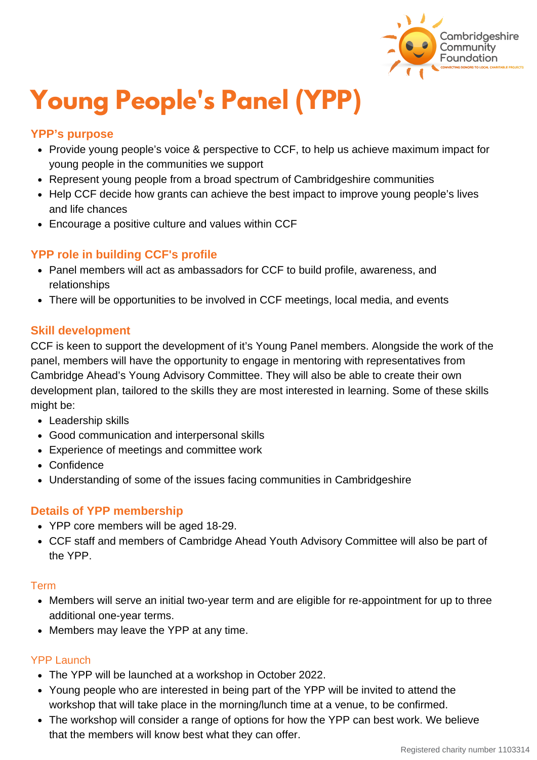# Young People's Panel (YPP)

## YPP's purpose

- Provide young people's voice & perspective to CCF, to help us achieve maximum impact for young people in the communities we support
- Represent young people from a broad spectrum of Cambridgeshire communities
- Help CCF decide how grants can achieve the best impact to improve young people's lives and life chances
- Encourage a positive culture and values within CCF

## YPP role in building CCF's profile

- Panel members will act as ambassadors for CCF to build profile, awareness, and relationships
- There will be opportunities to be involved in CCF meetings, local media, and events

## Skill development

CCF is keen to support the development of it's Young Panel members. Alongside the work of the panel, members will have the opportunity to engage in mentoring with representatives from Cambridge Ahead's Young Advisory Committee. They will also be able to create their own development plan, tailored to the skills they are most interested in learning. Some of these skills might be:

- Leadership skills
- Good communication and interpersonal skills
- Experience of meetings and committee work
- Confidence
- Understanding of some of the issues facing communities in Cambridgeshire

## Details of YPP membership

- YPP core members will be aged 18-29.
- CCF staff and members of Cambridge Ahead Youth Advisory Committee will also be part of the YPP.

### Term

- Members will serve an initial two-year term and are eligible for re-appointment for up to three additional one-year terms.
- Members may leave the YPP at any time.

### YPP Launch

- The YPP will be launched at a workshop in October 2022.
- Young people who are interested in being part of the YPP will be invited to attend the workshop that will take place in the morning/lunch time at a venue, to be confirmed.
- The workshop will consider a range of options for how the YPP can best work. We believe that the members will know best what they can offer.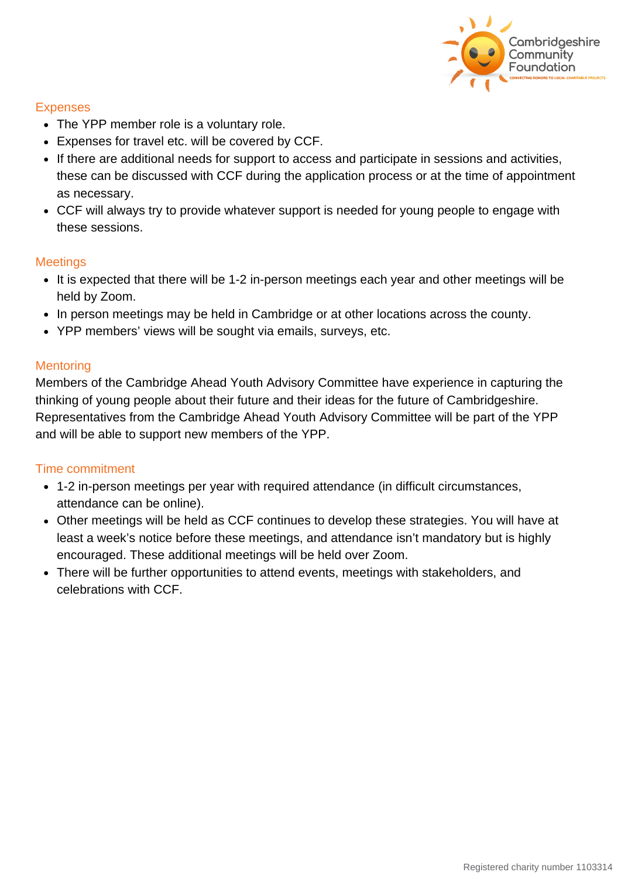## Expenses

- The YPP member role is a voluntary role.
- Expenses for travel etc. will be covered by CCF.
- If there are additional needs for support to access and participate in sessions and activities, these can be discussed with CCF during the application process or at the time of appointment as necessary.
- CCF will always try to provide whatever support is needed for young people to engage with these sessions.

## Meetings

- It is expected that there will be 1-2 in-person meetings each year and other meetings will be held by Zoom.
- In person meetings may be held in Cambridge or at other locations across the county.
- YPP members' views will be sought via emails, surveys, etc.

## Mentoring

Members of the Cambridge Ahead Youth Advisory Committee have experience in capturing the thinking of young people about their future and their ideas for the future of Cambridgeshire. Representatives from the Cambridge Ahead Youth Advisory Committee will be part of the YPP and will be able to support new members of the YPP.

## Time commitment

- 1-2 in-person meetings per year with required attendance (in difficult circumstances, attendance can be online).
- Other meetings will be held as CCF continues to develop these strategies. You will have at least a week's notice before these meetings, and attendance isn't mandatory but is highly encouraged. These additional meetings will be held over Zoom.
- There will be further opportunities to attend events, meetings with stakeholders, and celebrations with CCF.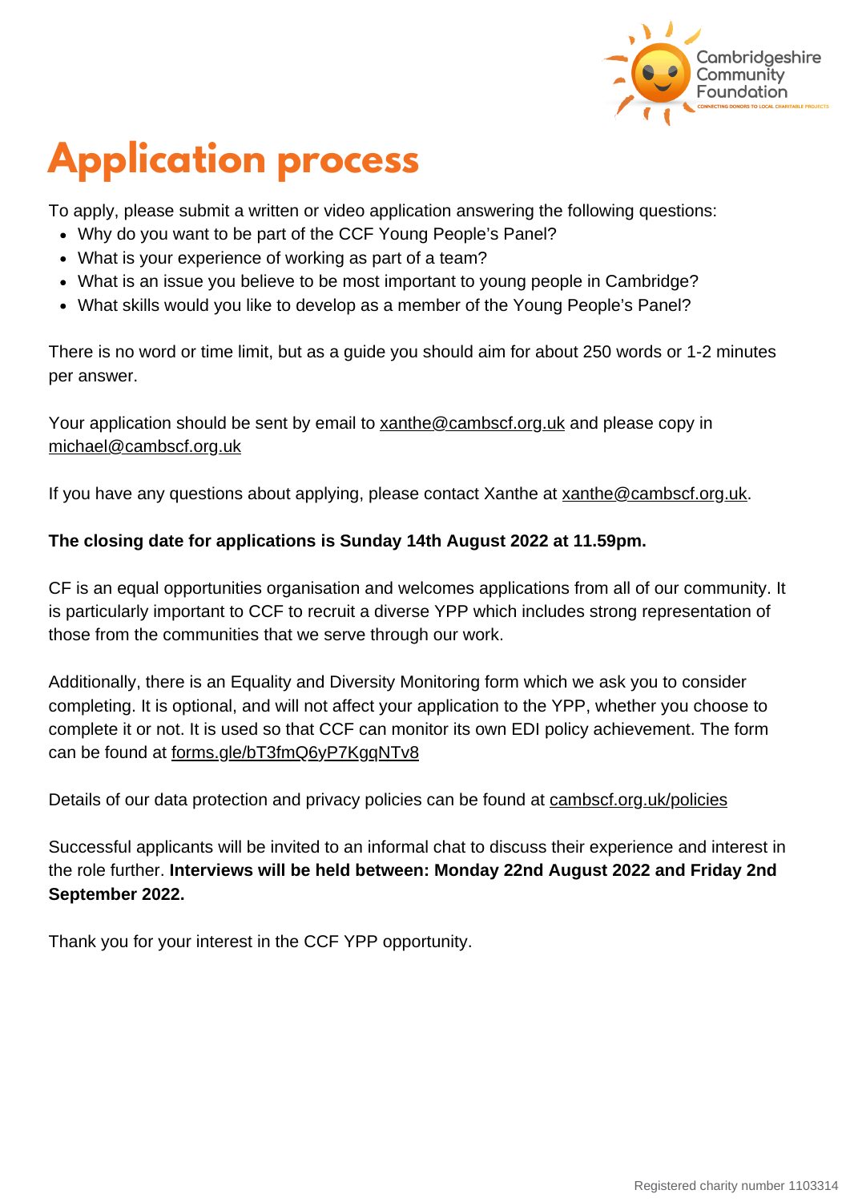# Application process

To apply, please submit a written or video application answering the following questions:

- Why do you want to be part of the CCF Young People's Panel?
- What is your experience of working as part of a team?
- What is an issue you believe to be most important to young people in Cambridge?
- What skills would you like to develop as a member of the Young People's Panel?

There is no word or time limit, but as a guide you should aim for about 250 words or 1-2 minutes per answer.

Your application should be sent by email to xanthe@cambscf.org.uk and please copy in michael@cambscf.org.uk

If you have any questions about applying, please contact Xanthe at xanthe@cambscf.org.uk.

**The closing date for applications is Sunday 14th August 2022 at 11.59pm.**

CF is an equal opportunities organisation and welcomes applications from all of our community. It is particularly important to CCF to recruit a diverse YPP which includes strong representation of those from the communities that we serve through our work.

Additionally, there is an Equality and Diversity Monitoring form which we ask you to consider completing. It is optional, and will not affect your application to the YPP, whether you choose to complete it or not. It is used so that CCF can monitor its own EDI policy achievement. The form can be found at forms.gle/bT3fmQ6yP7KgqNTv8

Details of our data protection and privacy policies can be found at cambscf.org.uk/policies

Successful applicants will be invited to an informal chat to discuss their experience and interest in the role further. **Interviews will be held between: Monday 22nd August 2022 and Friday 2nd September 2022.**

Thank you for your interest in the CCF YPP opportunity.